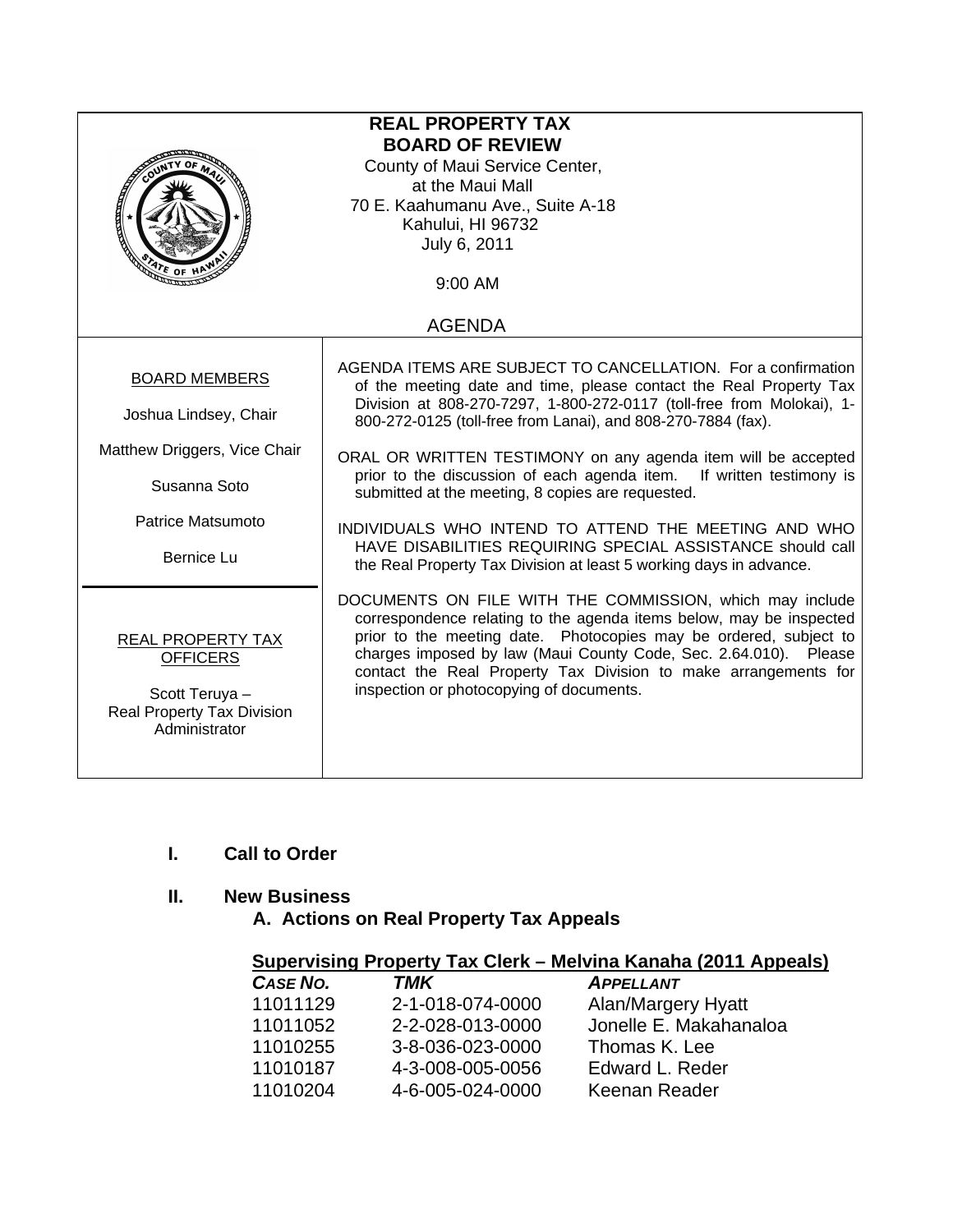# REAL PROPERTY TAX BOARD OF REVIEW

County of Maui Service Center,
at the Maui Mall
70 E. Kaahumanu Ave., Suite A-18
Kahului, HI 96732
July 6, 2011

9:00 AM

AGENDA

**BOARD MEMBERS**

Joshua Lindsey, Chair

Matthew Driggers, Vice Chair

Susanna Soto

Patrice Matsumoto

Bernice Lu

**REAL PROPERTY TAX OFFICERS**

Scott Teruya – Real Property Tax Division Administrator

AGENDA ITEMS ARE SUBJECT TO CANCELLATION. For a confirmation of the meeting date and time, please contact the Real Property Tax Division at 808-270-7297, 1-800-272-0117 (toll-free from Molokai), 1-800-272-0125 (toll-free from Lanai), and 808-270-7884 (fax).

ORAL OR WRITTEN TESTIMONY on any agenda item will be accepted prior to the discussion of each agenda item. If written testimony is submitted at the meeting, 8 copies are requested.

INDIVIDUALS WHO INTEND TO ATTEND THE MEETING AND WHO HAVE DISABILITIES REQUIRING SPECIAL ASSISTANCE should call the Real Property Tax Division at least 5 working days in advance.

DOCUMENTS ON FILE WITH THE COMMISSION, which may include correspondence relating to the agenda items below, may be inspected prior to the meeting date. Photocopies may be ordered, subject to charges imposed by law (Maui County Code, Sec. 2.64.010). Please contact the Real Property Tax Division to make arrangements for inspection or photocopying of documents.

## I. Call to Order

## II. New Business

### A. Actions on Real Property Tax Appeals

**Supervising Property Tax Clerk – Melvina Kanaha (2011 Appeals)**

| *CASE NO.* | *TMK* | *APPELLANT* |
|---|---|---|
| 11011129 | 2-1-018-074-0000 | Alan/Margery Hyatt |
| 11011052 | 2-2-028-013-0000 | Jonelle E. Makahanaloa |
| 11010255 | 3-8-036-023-0000 | Thomas K. Lee |
| 11010187 | 4-3-008-005-0056 | Edward L. Reder |
| 11010204 | 4-6-005-024-0000 | Keenan Reader |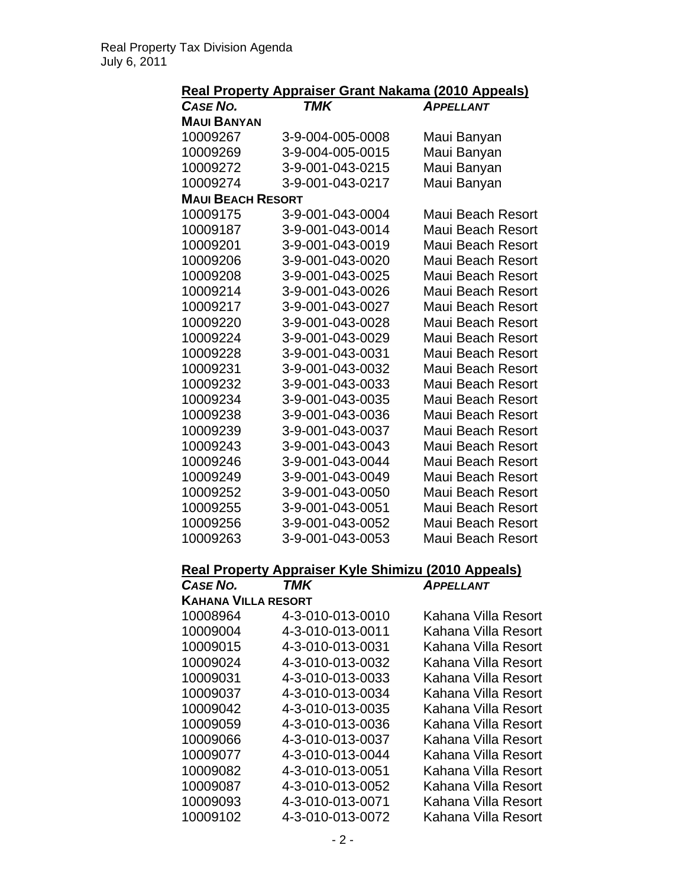## Real Property Appraiser Grant Nakama (2010 Appeals)

| *Case No.* | *TMK* | *Appellant* |
|---|---|---|
| **Maui Banyan** | | |
| 10009267 | 3-9-004-005-0008 | Maui Banyan |
| 10009269 | 3-9-004-005-0015 | Maui Banyan |
| 10009272 | 3-9-001-043-0215 | Maui Banyan |
| 10009274 | 3-9-001-043-0217 | Maui Banyan |
| **Maui Beach Resort** | | |
| 10009175 | 3-9-001-043-0004 | Maui Beach Resort |
| 10009187 | 3-9-001-043-0014 | Maui Beach Resort |
| 10009201 | 3-9-001-043-0019 | Maui Beach Resort |
| 10009206 | 3-9-001-043-0020 | Maui Beach Resort |
| 10009208 | 3-9-001-043-0025 | Maui Beach Resort |
| 10009214 | 3-9-001-043-0026 | Maui Beach Resort |
| 10009217 | 3-9-001-043-0027 | Maui Beach Resort |
| 10009220 | 3-9-001-043-0028 | Maui Beach Resort |
| 10009224 | 3-9-001-043-0029 | Maui Beach Resort |
| 10009228 | 3-9-001-043-0031 | Maui Beach Resort |
| 10009231 | 3-9-001-043-0032 | Maui Beach Resort |
| 10009232 | 3-9-001-043-0033 | Maui Beach Resort |
| 10009234 | 3-9-001-043-0035 | Maui Beach Resort |
| 10009238 | 3-9-001-043-0036 | Maui Beach Resort |
| 10009239 | 3-9-001-043-0037 | Maui Beach Resort |
| 10009243 | 3-9-001-043-0043 | Maui Beach Resort |
| 10009246 | 3-9-001-043-0044 | Maui Beach Resort |
| 10009249 | 3-9-001-043-0049 | Maui Beach Resort |
| 10009252 | 3-9-001-043-0050 | Maui Beach Resort |
| 10009255 | 3-9-001-043-0051 | Maui Beach Resort |
| 10009256 | 3-9-001-043-0052 | Maui Beach Resort |
| 10009263 | 3-9-001-043-0053 | Maui Beach Resort |

## Real Property Appraiser Kyle Shimizu (2010 Appeals)

| *Case No.* | *TMK* | *Appellant* |
|---|---|---|
| **Kahana Villa Resort** | | |
| 10008964 | 4-3-010-013-0010 | Kahana Villa Resort |
| 10009004 | 4-3-010-013-0011 | Kahana Villa Resort |
| 10009015 | 4-3-010-013-0031 | Kahana Villa Resort |
| 10009024 | 4-3-010-013-0032 | Kahana Villa Resort |
| 10009031 | 4-3-010-013-0033 | Kahana Villa Resort |
| 10009037 | 4-3-010-013-0034 | Kahana Villa Resort |
| 10009042 | 4-3-010-013-0035 | Kahana Villa Resort |
| 10009059 | 4-3-010-013-0036 | Kahana Villa Resort |
| 10009066 | 4-3-010-013-0037 | Kahana Villa Resort |
| 10009077 | 4-3-010-013-0044 | Kahana Villa Resort |
| 10009082 | 4-3-010-013-0051 | Kahana Villa Resort |
| 10009087 | 4-3-010-013-0052 | Kahana Villa Resort |
| 10009093 | 4-3-010-013-0071 | Kahana Villa Resort |
| 10009102 | 4-3-010-013-0072 | Kahana Villa Resort |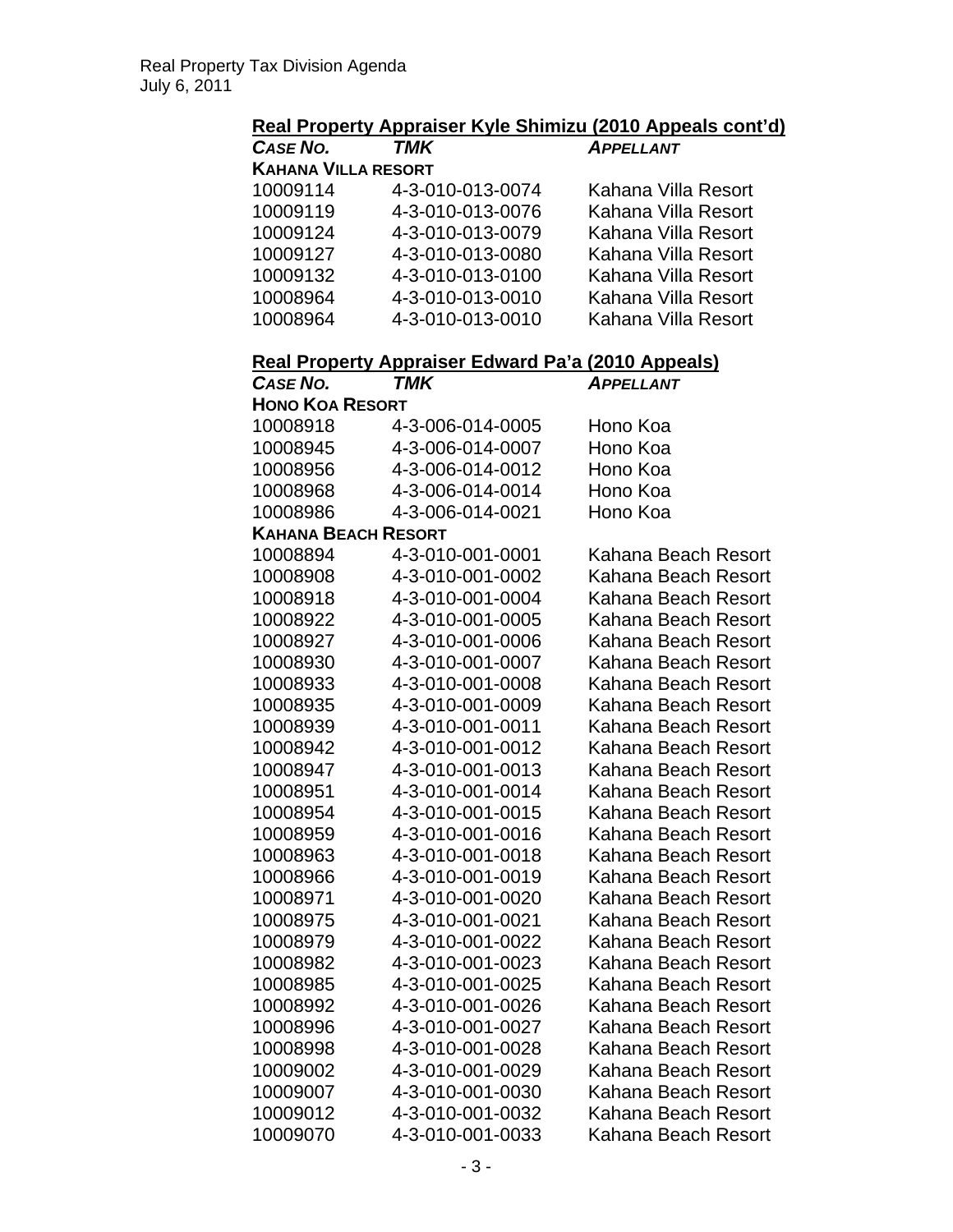## Real Property Appraiser Kyle Shimizu (2010 Appeals cont'd)

| *CASE NO.* | *TMK* | *APPELLANT* |
|---|---|---|
| **KAHANA VILLA RESORT** | | |
| 10009114 | 4-3-010-013-0074 | Kahana Villa Resort |
| 10009119 | 4-3-010-013-0076 | Kahana Villa Resort |
| 10009124 | 4-3-010-013-0079 | Kahana Villa Resort |
| 10009127 | 4-3-010-013-0080 | Kahana Villa Resort |
| 10009132 | 4-3-010-013-0100 | Kahana Villa Resort |
| 10008964 | 4-3-010-013-0010 | Kahana Villa Resort |
| 10008964 | 4-3-010-013-0010 | Kahana Villa Resort |

## Real Property Appraiser Edward Pa'a (2010 Appeals)

| *CASE NO.* | *TMK* | *APPELLANT* |
|---|---|---|
| **HONO KOA RESORT** | | |
| 10008918 | 4-3-006-014-0005 | Hono Koa |
| 10008945 | 4-3-006-014-0007 | Hono Koa |
| 10008956 | 4-3-006-014-0012 | Hono Koa |
| 10008968 | 4-3-006-014-0014 | Hono Koa |
| 10008986 | 4-3-006-014-0021 | Hono Koa |
| **KAHANA BEACH RESORT** | | |
| 10008894 | 4-3-010-001-0001 | Kahana Beach Resort |
| 10008908 | 4-3-010-001-0002 | Kahana Beach Resort |
| 10008918 | 4-3-010-001-0004 | Kahana Beach Resort |
| 10008922 | 4-3-010-001-0005 | Kahana Beach Resort |
| 10008927 | 4-3-010-001-0006 | Kahana Beach Resort |
| 10008930 | 4-3-010-001-0007 | Kahana Beach Resort |
| 10008933 | 4-3-010-001-0008 | Kahana Beach Resort |
| 10008935 | 4-3-010-001-0009 | Kahana Beach Resort |
| 10008939 | 4-3-010-001-0011 | Kahana Beach Resort |
| 10008942 | 4-3-010-001-0012 | Kahana Beach Resort |
| 10008947 | 4-3-010-001-0013 | Kahana Beach Resort |
| 10008951 | 4-3-010-001-0014 | Kahana Beach Resort |
| 10008954 | 4-3-010-001-0015 | Kahana Beach Resort |
| 10008959 | 4-3-010-001-0016 | Kahana Beach Resort |
| 10008963 | 4-3-010-001-0018 | Kahana Beach Resort |
| 10008966 | 4-3-010-001-0019 | Kahana Beach Resort |
| 10008971 | 4-3-010-001-0020 | Kahana Beach Resort |
| 10008975 | 4-3-010-001-0021 | Kahana Beach Resort |
| 10008979 | 4-3-010-001-0022 | Kahana Beach Resort |
| 10008982 | 4-3-010-001-0023 | Kahana Beach Resort |
| 10008985 | 4-3-010-001-0025 | Kahana Beach Resort |
| 10008992 | 4-3-010-001-0026 | Kahana Beach Resort |
| 10008996 | 4-3-010-001-0027 | Kahana Beach Resort |
| 10008998 | 4-3-010-001-0028 | Kahana Beach Resort |
| 10009002 | 4-3-010-001-0029 | Kahana Beach Resort |
| 10009007 | 4-3-010-001-0030 | Kahana Beach Resort |
| 10009012 | 4-3-010-001-0032 | Kahana Beach Resort |
| 10009070 | 4-3-010-001-0033 | Kahana Beach Resort |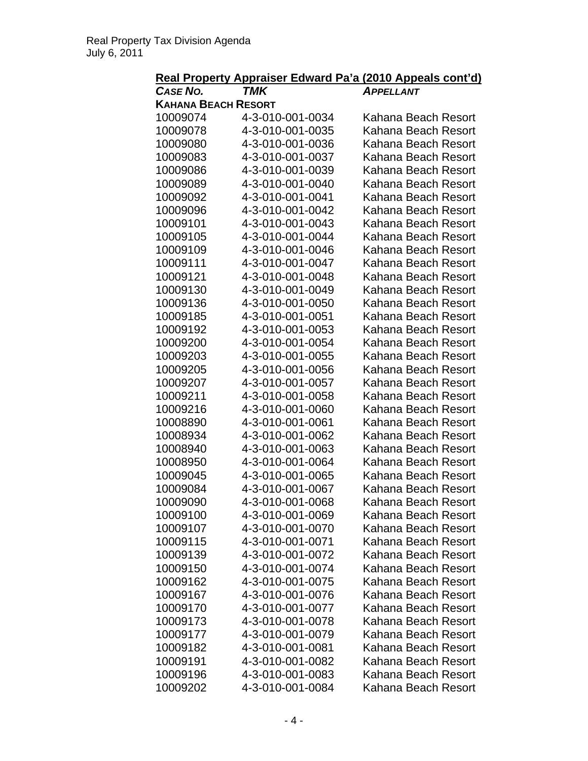Real Property Tax Division Agenda
July 6, 2011

## Real Property Appraiser Edward Pa'a (2010 Appeals cont'd)

| *CASE NO.* | *TMK* | *APPELLANT* |
|---|---|---|
| **KAHANA BEACH RESORT** | | |
| 10009074 | 4-3-010-001-0034 | Kahana Beach Resort |
| 10009078 | 4-3-010-001-0035 | Kahana Beach Resort |
| 10009080 | 4-3-010-001-0036 | Kahana Beach Resort |
| 10009083 | 4-3-010-001-0037 | Kahana Beach Resort |
| 10009086 | 4-3-010-001-0039 | Kahana Beach Resort |
| 10009089 | 4-3-010-001-0040 | Kahana Beach Resort |
| 10009092 | 4-3-010-001-0041 | Kahana Beach Resort |
| 10009096 | 4-3-010-001-0042 | Kahana Beach Resort |
| 10009101 | 4-3-010-001-0043 | Kahana Beach Resort |
| 10009105 | 4-3-010-001-0044 | Kahana Beach Resort |
| 10009109 | 4-3-010-001-0046 | Kahana Beach Resort |
| 10009111 | 4-3-010-001-0047 | Kahana Beach Resort |
| 10009121 | 4-3-010-001-0048 | Kahana Beach Resort |
| 10009130 | 4-3-010-001-0049 | Kahana Beach Resort |
| 10009136 | 4-3-010-001-0050 | Kahana Beach Resort |
| 10009185 | 4-3-010-001-0051 | Kahana Beach Resort |
| 10009192 | 4-3-010-001-0053 | Kahana Beach Resort |
| 10009200 | 4-3-010-001-0054 | Kahana Beach Resort |
| 10009203 | 4-3-010-001-0055 | Kahana Beach Resort |
| 10009205 | 4-3-010-001-0056 | Kahana Beach Resort |
| 10009207 | 4-3-010-001-0057 | Kahana Beach Resort |
| 10009211 | 4-3-010-001-0058 | Kahana Beach Resort |
| 10009216 | 4-3-010-001-0060 | Kahana Beach Resort |
| 10008890 | 4-3-010-001-0061 | Kahana Beach Resort |
| 10008934 | 4-3-010-001-0062 | Kahana Beach Resort |
| 10008940 | 4-3-010-001-0063 | Kahana Beach Resort |
| 10008950 | 4-3-010-001-0064 | Kahana Beach Resort |
| 10009045 | 4-3-010-001-0065 | Kahana Beach Resort |
| 10009084 | 4-3-010-001-0067 | Kahana Beach Resort |
| 10009090 | 4-3-010-001-0068 | Kahana Beach Resort |
| 10009100 | 4-3-010-001-0069 | Kahana Beach Resort |
| 10009107 | 4-3-010-001-0070 | Kahana Beach Resort |
| 10009115 | 4-3-010-001-0071 | Kahana Beach Resort |
| 10009139 | 4-3-010-001-0072 | Kahana Beach Resort |
| 10009150 | 4-3-010-001-0074 | Kahana Beach Resort |
| 10009162 | 4-3-010-001-0075 | Kahana Beach Resort |
| 10009167 | 4-3-010-001-0076 | Kahana Beach Resort |
| 10009170 | 4-3-010-001-0077 | Kahana Beach Resort |
| 10009173 | 4-3-010-001-0078 | Kahana Beach Resort |
| 10009177 | 4-3-010-001-0079 | Kahana Beach Resort |
| 10009182 | 4-3-010-001-0081 | Kahana Beach Resort |
| 10009191 | 4-3-010-001-0082 | Kahana Beach Resort |
| 10009196 | 4-3-010-001-0083 | Kahana Beach Resort |
| 10009202 | 4-3-010-001-0084 | Kahana Beach Resort |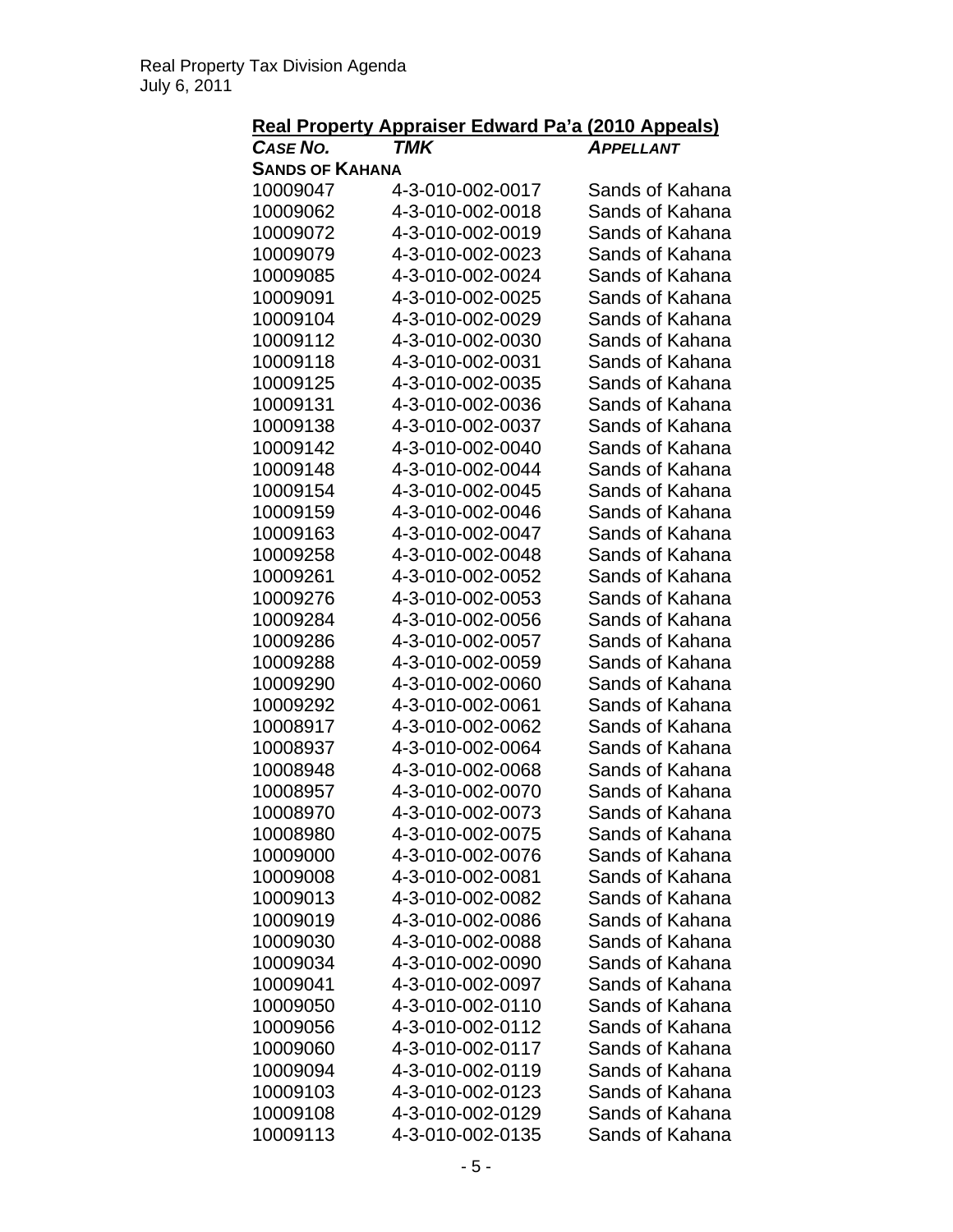## Real Property Appraiser Edward Pa'a (2010 Appeals)

| *CASE NO.* | *TMK* | *APPELLANT* |
|---|---|---|
| **SANDS OF KAHANA** | | |
| 10009047 | 4-3-010-002-0017 | Sands of Kahana |
| 10009062 | 4-3-010-002-0018 | Sands of Kahana |
| 10009072 | 4-3-010-002-0019 | Sands of Kahana |
| 10009079 | 4-3-010-002-0023 | Sands of Kahana |
| 10009085 | 4-3-010-002-0024 | Sands of Kahana |
| 10009091 | 4-3-010-002-0025 | Sands of Kahana |
| 10009104 | 4-3-010-002-0029 | Sands of Kahana |
| 10009112 | 4-3-010-002-0030 | Sands of Kahana |
| 10009118 | 4-3-010-002-0031 | Sands of Kahana |
| 10009125 | 4-3-010-002-0035 | Sands of Kahana |
| 10009131 | 4-3-010-002-0036 | Sands of Kahana |
| 10009138 | 4-3-010-002-0037 | Sands of Kahana |
| 10009142 | 4-3-010-002-0040 | Sands of Kahana |
| 10009148 | 4-3-010-002-0044 | Sands of Kahana |
| 10009154 | 4-3-010-002-0045 | Sands of Kahana |
| 10009159 | 4-3-010-002-0046 | Sands of Kahana |
| 10009163 | 4-3-010-002-0047 | Sands of Kahana |
| 10009258 | 4-3-010-002-0048 | Sands of Kahana |
| 10009261 | 4-3-010-002-0052 | Sands of Kahana |
| 10009276 | 4-3-010-002-0053 | Sands of Kahana |
| 10009284 | 4-3-010-002-0056 | Sands of Kahana |
| 10009286 | 4-3-010-002-0057 | Sands of Kahana |
| 10009288 | 4-3-010-002-0059 | Sands of Kahana |
| 10009290 | 4-3-010-002-0060 | Sands of Kahana |
| 10009292 | 4-3-010-002-0061 | Sands of Kahana |
| 10008917 | 4-3-010-002-0062 | Sands of Kahana |
| 10008937 | 4-3-010-002-0064 | Sands of Kahana |
| 10008948 | 4-3-010-002-0068 | Sands of Kahana |
| 10008957 | 4-3-010-002-0070 | Sands of Kahana |
| 10008970 | 4-3-010-002-0073 | Sands of Kahana |
| 10008980 | 4-3-010-002-0075 | Sands of Kahana |
| 10009000 | 4-3-010-002-0076 | Sands of Kahana |
| 10009008 | 4-3-010-002-0081 | Sands of Kahana |
| 10009013 | 4-3-010-002-0082 | Sands of Kahana |
| 10009019 | 4-3-010-002-0086 | Sands of Kahana |
| 10009030 | 4-3-010-002-0088 | Sands of Kahana |
| 10009034 | 4-3-010-002-0090 | Sands of Kahana |
| 10009041 | 4-3-010-002-0097 | Sands of Kahana |
| 10009050 | 4-3-010-002-0110 | Sands of Kahana |
| 10009056 | 4-3-010-002-0112 | Sands of Kahana |
| 10009060 | 4-3-010-002-0117 | Sands of Kahana |
| 10009094 | 4-3-010-002-0119 | Sands of Kahana |
| 10009103 | 4-3-010-002-0123 | Sands of Kahana |
| 10009108 | 4-3-010-002-0129 | Sands of Kahana |
| 10009113 | 4-3-010-002-0135 | Sands of Kahana |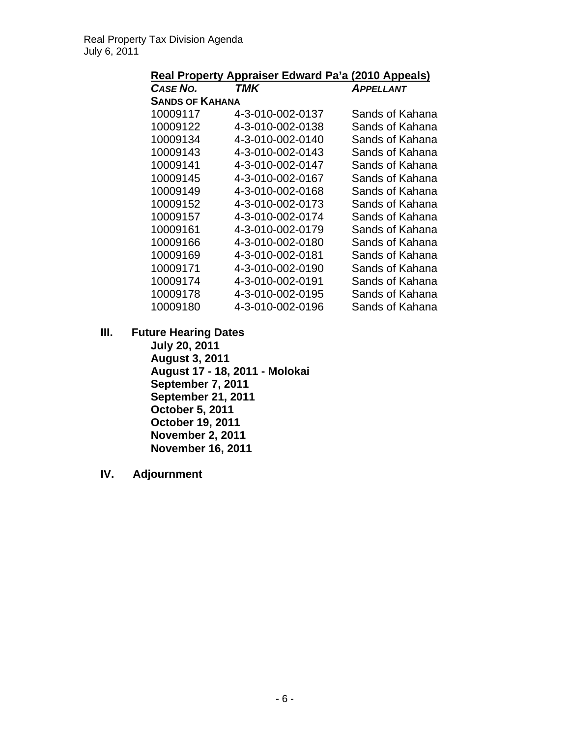**Real Property Appraiser Edward Pa'a (2010 Appeals)**

| *CASE NO.* | *TMK* | *APPELLANT* |
|---|---|---|
| **SANDS OF KAHANA** | | |
| 10009117 | 4-3-010-002-0137 | Sands of Kahana |
| 10009122 | 4-3-010-002-0138 | Sands of Kahana |
| 10009134 | 4-3-010-002-0140 | Sands of Kahana |
| 10009143 | 4-3-010-002-0143 | Sands of Kahana |
| 10009141 | 4-3-010-002-0147 | Sands of Kahana |
| 10009145 | 4-3-010-002-0167 | Sands of Kahana |
| 10009149 | 4-3-010-002-0168 | Sands of Kahana |
| 10009152 | 4-3-010-002-0173 | Sands of Kahana |
| 10009157 | 4-3-010-002-0174 | Sands of Kahana |
| 10009161 | 4-3-010-002-0179 | Sands of Kahana |
| 10009166 | 4-3-010-002-0180 | Sands of Kahana |
| 10009169 | 4-3-010-002-0181 | Sands of Kahana |
| 10009171 | 4-3-010-002-0190 | Sands of Kahana |
| 10009174 | 4-3-010-002-0191 | Sands of Kahana |
| 10009178 | 4-3-010-002-0195 | Sands of Kahana |
| 10009180 | 4-3-010-002-0196 | Sands of Kahana |

## III. Future Hearing Dates

**July 20, 2011**
**August 3, 2011**
**August 17 - 18, 2011 - Molokai**
**September 7, 2011**
**September 21, 2011**
**October 5, 2011**
**October 19, 2011**
**November 2, 2011**
**November 16, 2011**

## IV. Adjournment